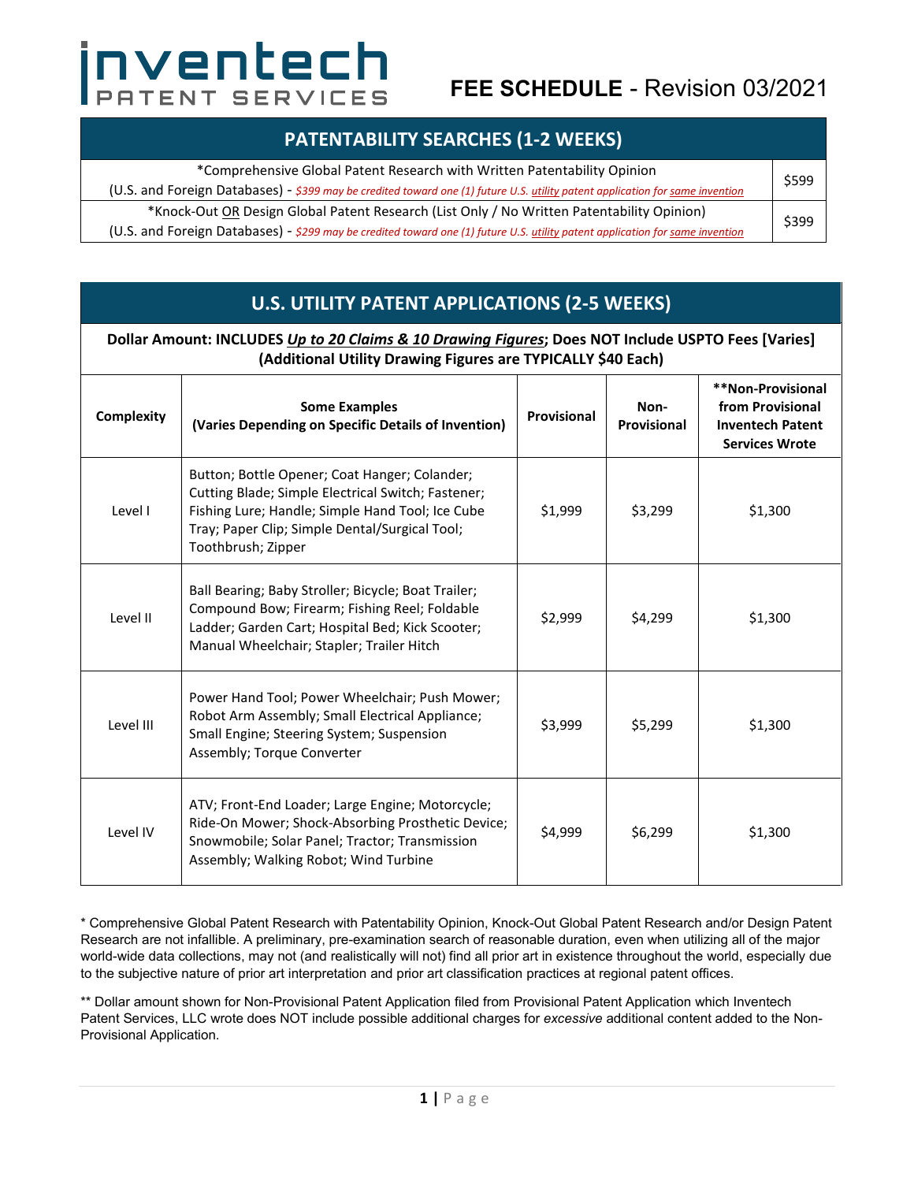# inventech PATENT SERVICES

## FEE SCHEDULE - Revision 03/2021

## PATENTABILITY SEARCHES (1-2 WEEKS)

| Service | Fee |
|---|---|
| *Comprehensive Global Patent Research with Written Patentability Opinion (U.S. and Foreign Databases) - *$399 may be credited toward one (1) future U.S. utility patent application for same invention* | $599 |
| *Knock-Out OR Design Global Patent Research (List Only / No Written Patentability Opinion) (U.S. and Foreign Databases) - *$299 may be credited toward one (1) future U.S. utility patent application for same invention* | $399 |

## U.S. UTILITY PATENT APPLICATIONS (2-5 WEEKS)

**Dollar Amount: INCLUDES *Up to 20 Claims & 10 Drawing Figures*; Does NOT Include USPTO Fees [Varies] (Additional Utility Drawing Figures are TYPICALLY $40 Each)**

| Complexity | Some Examples (Varies Depending on Specific Details of Invention) | Provisional | Non-Provisional | **Non-Provisional from Provisional Inventech Patent Services Wrote |
|---|---|---|---|---|
| Level I | Button; Bottle Opener; Coat Hanger; Colander; Cutting Blade; Simple Electrical Switch; Fastener; Fishing Lure; Handle; Simple Hand Tool; Ice Cube Tray; Paper Clip; Simple Dental/Surgical Tool; Toothbrush; Zipper | $1,999 | $3,299 | $1,300 |
| Level II | Ball Bearing; Baby Stroller; Bicycle; Boat Trailer; Compound Bow; Firearm; Fishing Reel; Foldable Ladder; Garden Cart; Hospital Bed; Kick Scooter; Manual Wheelchair; Stapler; Trailer Hitch | $2,999 | $4,299 | $1,300 |
| Level III | Power Hand Tool; Power Wheelchair; Push Mower; Robot Arm Assembly; Small Electrical Appliance; Small Engine; Steering System; Suspension Assembly; Torque Converter | $3,999 | $5,299 | $1,300 |
| Level IV | ATV; Front-End Loader; Large Engine; Motorcycle; Ride-On Mower; Shock-Absorbing Prosthetic Device; Snowmobile; Solar Panel; Tractor; Transmission Assembly; Walking Robot; Wind Turbine | $4,999 | $6,299 | $1,300 |

* Comprehensive Global Patent Research with Patentability Opinion, Knock-Out Global Patent Research and/or Design Patent Research are not infallible. A preliminary, pre-examination search of reasonable duration, even when utilizing all of the major world-wide data collections, may not (and realistically will not) find all prior art in existence throughout the world, especially due to the subjective nature of prior art interpretation and prior art classification practices at regional patent offices.

** Dollar amount shown for Non-Provisional Patent Application filed from Provisional Patent Application which Inventech Patent Services, LLC wrote does NOT include possible additional charges for *excessive* additional content added to the Non-Provisional Application.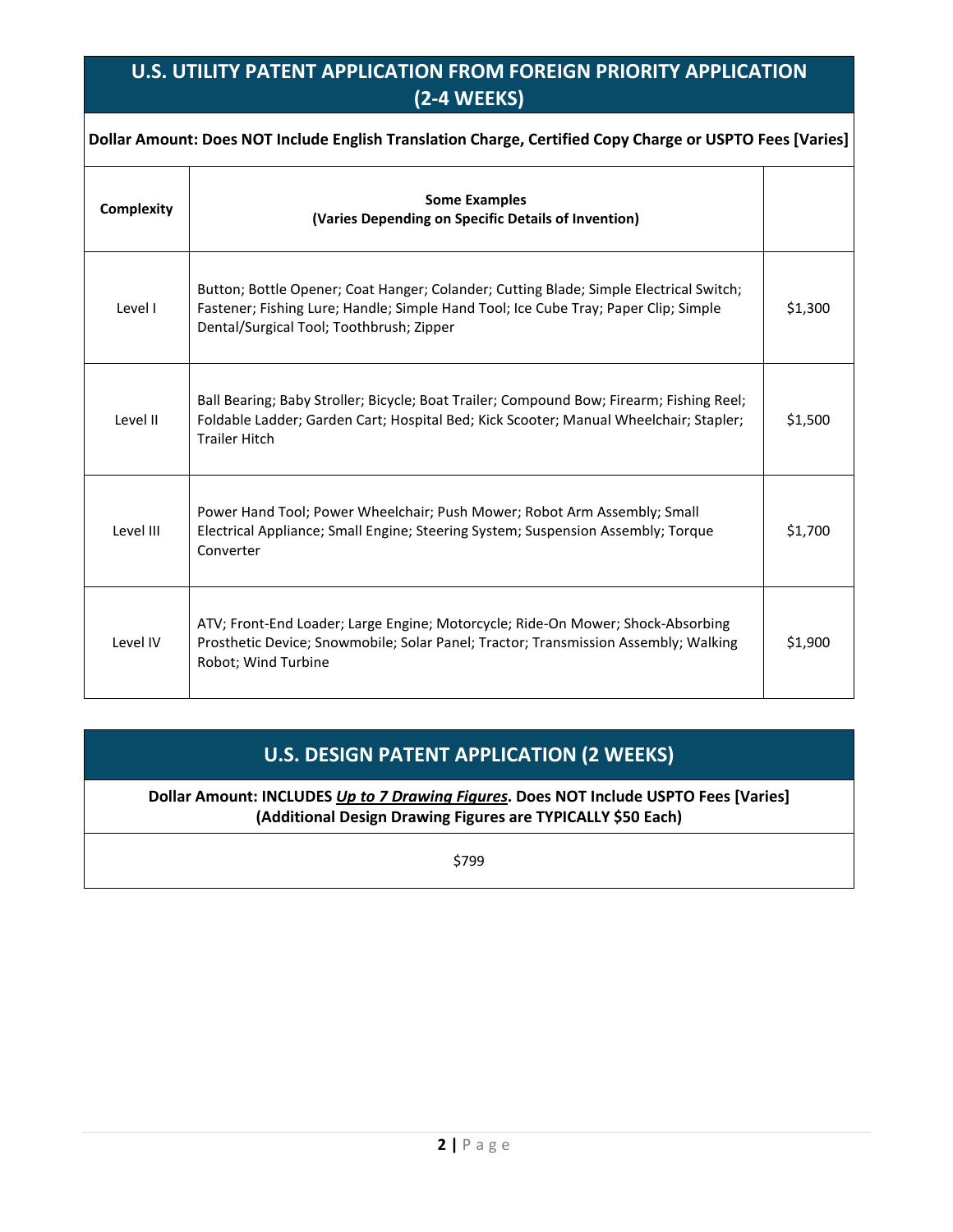## U.S. UTILITY PATENT APPLICATION FROM FOREIGN PRIORITY APPLICATION (2-4 WEEKS)

**Dollar Amount: Does NOT Include English Translation Charge, Certified Copy Charge or USPTO Fees [Varies]**

| Complexity | Some Examples (Varies Depending on Specific Details of Invention) | |
|---|---|---|
| Level I | Button; Bottle Opener; Coat Hanger; Colander; Cutting Blade; Simple Electrical Switch; Fastener; Fishing Lure; Handle; Simple Hand Tool; Ice Cube Tray; Paper Clip; Simple Dental/Surgical Tool; Toothbrush; Zipper | $1,300 |
| Level II | Ball Bearing; Baby Stroller; Bicycle; Boat Trailer; Compound Bow; Firearm; Fishing Reel; Foldable Ladder; Garden Cart; Hospital Bed; Kick Scooter; Manual Wheelchair; Stapler; Trailer Hitch | $1,500 |
| Level III | Power Hand Tool; Power Wheelchair; Push Mower; Robot Arm Assembly; Small Electrical Appliance; Small Engine; Steering System; Suspension Assembly; Torque Converter | $1,700 |
| Level IV | ATV; Front-End Loader; Large Engine; Motorcycle; Ride-On Mower; Shock-Absorbing Prosthetic Device; Snowmobile; Solar Panel; Tractor; Transmission Assembly; Walking Robot; Wind Turbine | $1,900 |

## U.S. DESIGN PATENT APPLICATION (2 WEEKS)

**Dollar Amount: INCLUDES *Up to 7 Drawing Figures*. Does NOT Include USPTO Fees [Varies]**
**(Additional Design Drawing Figures are TYPICALLY $50 Each)**

$799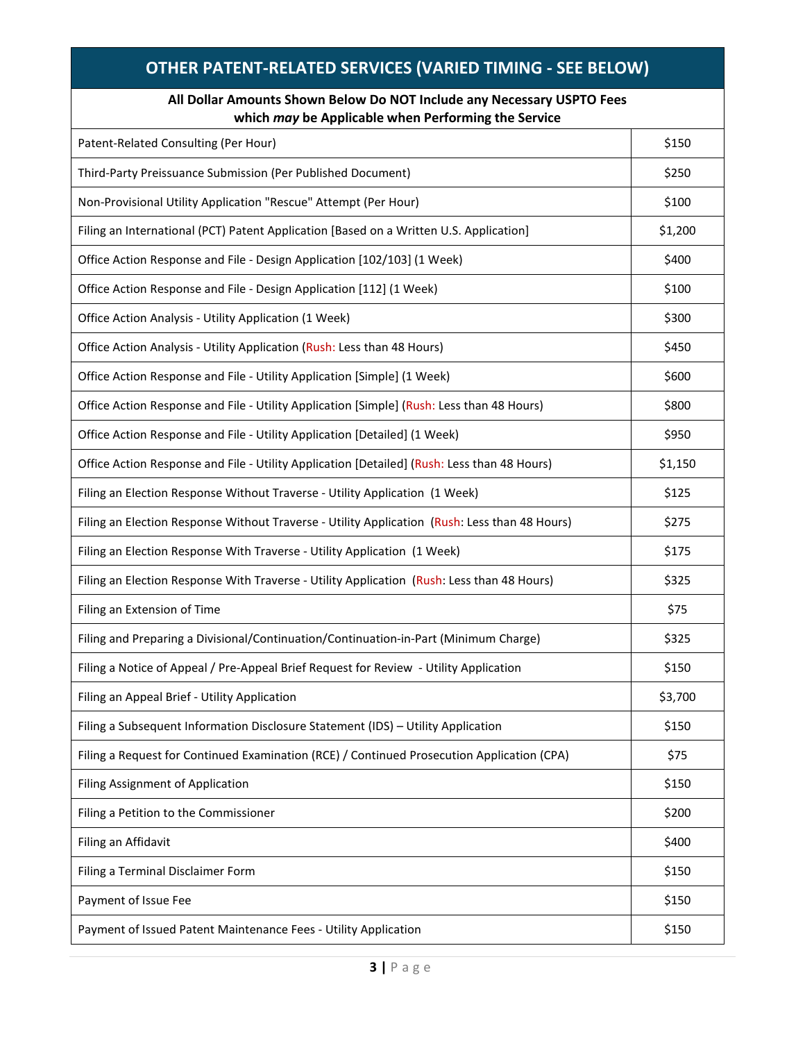| OTHER PATENT-RELATED SERVICES (VARIED TIMING - SEE BELOW) | |
|---|---|
| **All Dollar Amounts Shown Below Do NOT Include any Necessary USPTO Fees which *may* be Applicable when Performing the Service** | |
| Patent-Related Consulting (Per Hour) | $150 |
| Third-Party Preissuance Submission (Per Published Document) | $250 |
| Non-Provisional Utility Application "Rescue" Attempt (Per Hour) | $100 |
| Filing an International (PCT) Patent Application [Based on a Written U.S. Application] | $1,200 |
| Office Action Response and File - Design Application [102/103] (1 Week) | $400 |
| Office Action Response and File - Design Application [112] (1 Week) | $100 |
| Office Action Analysis - Utility Application (1 Week) | $300 |
| Office Action Analysis - Utility Application (Rush: Less than 48 Hours) | $450 |
| Office Action Response and File - Utility Application [Simple] (1 Week) | $600 |
| Office Action Response and File - Utility Application [Simple] (Rush: Less than 48 Hours) | $800 |
| Office Action Response and File - Utility Application [Detailed] (1 Week) | $950 |
| Office Action Response and File - Utility Application [Detailed] (Rush: Less than 48 Hours) | $1,150 |
| Filing an Election Response Without Traverse - Utility Application (1 Week) | $125 |
| Filing an Election Response Without Traverse - Utility Application (Rush: Less than 48 Hours) | $275 |
| Filing an Election Response With Traverse - Utility Application (1 Week) | $175 |
| Filing an Election Response With Traverse - Utility Application (Rush: Less than 48 Hours) | $325 |
| Filing an Extension of Time | $75 |
| Filing and Preparing a Divisional/Continuation/Continuation-in-Part (Minimum Charge) | $325 |
| Filing a Notice of Appeal / Pre-Appeal Brief Request for Review - Utility Application | $150 |
| Filing an Appeal Brief - Utility Application | $3,700 |
| Filing a Subsequent Information Disclosure Statement (IDS) – Utility Application | $150 |
| Filing a Request for Continued Examination (RCE) / Continued Prosecution Application (CPA) | $75 |
| Filing Assignment of Application | $150 |
| Filing a Petition to the Commissioner | $200 |
| Filing an Affidavit | $400 |
| Filing a Terminal Disclaimer Form | $150 |
| Payment of Issue Fee | $150 |
| Payment of Issued Patent Maintenance Fees - Utility Application | $150 |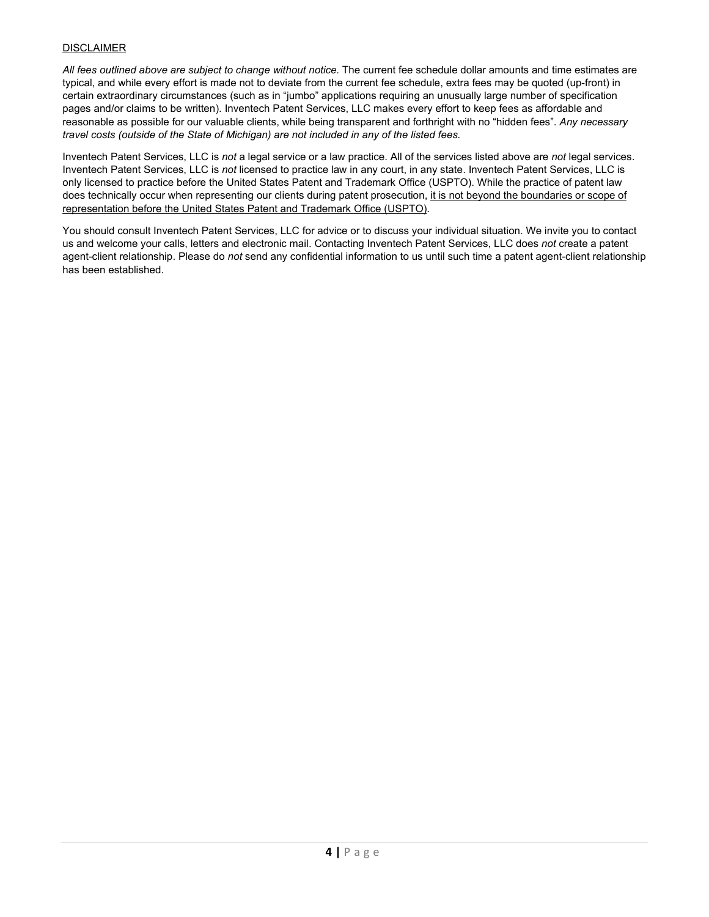<u>DISCLAIMER</u>

*All fees outlined above are subject to change without notice.* The current fee schedule dollar amounts and time estimates are typical, and while every effort is made not to deviate from the current fee schedule, extra fees may be quoted (up-front) in certain extraordinary circumstances (such as in "jumbo" applications requiring an unusually large number of specification pages and/or claims to be written). Inventech Patent Services, LLC makes every effort to keep fees as affordable and reasonable as possible for our valuable clients, while being transparent and forthright with no "hidden fees". *Any necessary travel costs (outside of the State of Michigan) are not included in any of the listed fees.*

Inventech Patent Services, LLC is *not* a legal service or a law practice. All of the services listed above are *not* legal services. Inventech Patent Services, LLC is *not* licensed to practice law in any court, in any state. Inventech Patent Services, LLC is only licensed to practice before the United States Patent and Trademark Office (USPTO). While the practice of patent law does technically occur when representing our clients during patent prosecution, <u>it is not beyond the boundaries or scope of representation before the United States Patent and Trademark Office (USPTO)</u>.

You should consult Inventech Patent Services, LLC for advice or to discuss your individual situation. We invite you to contact us and welcome your calls, letters and electronic mail. Contacting Inventech Patent Services, LLC does *not* create a patent agent-client relationship. Please do *not* send any confidential information to us until such time a patent agent-client relationship has been established.